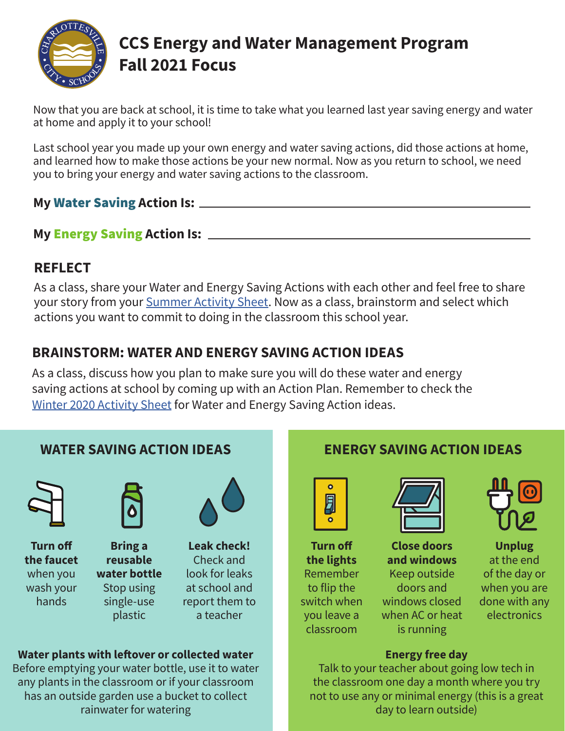# CCS Energy and Water Management Program
# Fall 2021 Focus

Now that you are back at school, it is time to take what you learned last year saving energy and water at home and apply it to your school!

Last school year you made up your own energy and water saving actions, did those actions at home, and learned how to make those actions be your new normal. Now as you return to school, we need you to bring your energy and water saving actions to the classroom.

**My Water Saving Action Is:** ______________________________

**My Energy Saving Action Is:** ______________________________

## REFLECT

As a class, share your Water and Energy Saving Actions with each other and feel free to share your story from your Summer Activity Sheet. Now as a class, brainstorm and select which actions you want to commit to doing in the classroom this school year.

## BRAINSTORM: WATER AND ENERGY SAVING ACTION IDEAS

As a class, discuss how you plan to make sure you will do these water and energy saving actions at school by coming up with an Action Plan. Remember to check the Winter 2020 Activity Sheet for Water and Energy Saving Action ideas.

### WATER SAVING ACTION IDEAS

**Turn off the faucet** when you wash your hands

**Bring a reusable water bottle** Stop using single-use plastic

**Leak check!** Check and look for leaks at school and report them to a teacher

**Water plants with leftover or collected water**
Before emptying your water bottle, use it to water any plants in the classroom or if your classroom has an outside garden use a bucket to collect rainwater for watering

### ENERGY SAVING ACTION IDEAS

**Turn off the lights** Remember to flip the switch when you leave a classroom

**Close doors and windows** Keep outside doors and windows closed when AC or heat is running

**Unplug** at the end of the day or when you are done with any electronics

**Energy free day**
Talk to your teacher about going low tech in the classroom one day a month where you try not to use any or minimal energy (this is a great day to learn outside)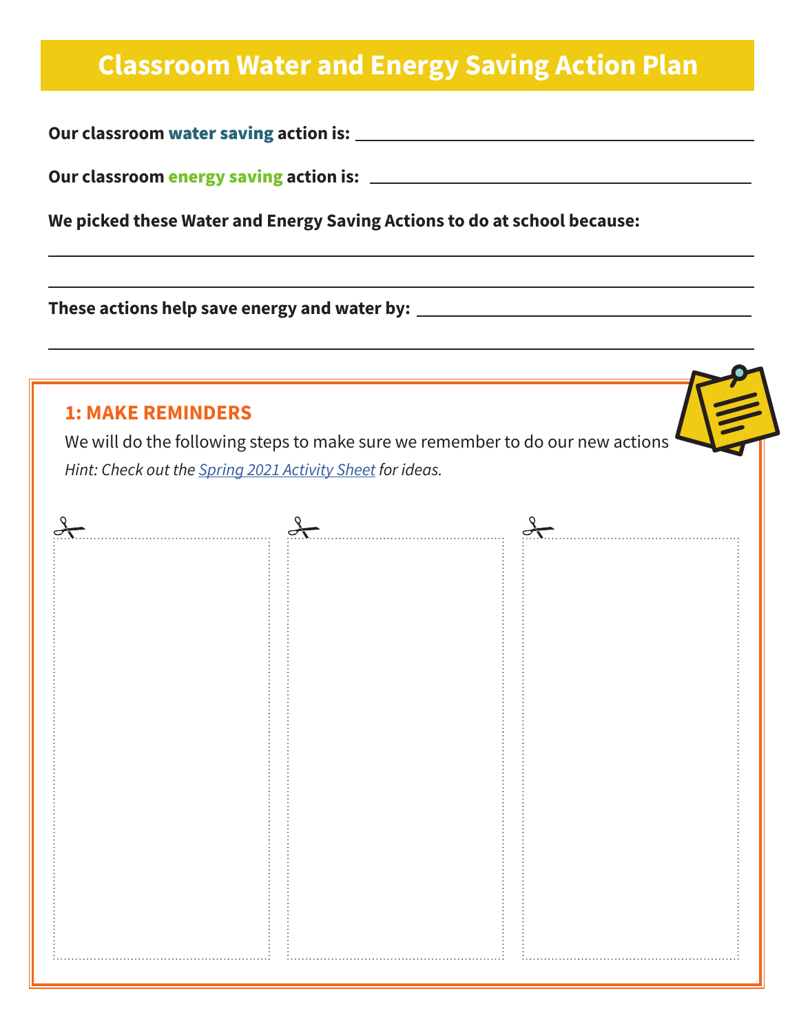# Classroom Water and Energy Saving Action Plan

**Our classroom water saving action is:** ______________________________

**Our classroom energy saving action is:** ______________________________

**We picked these Water and Energy Saving Actions to do at school because:**

______________________________

______________________________

**These actions help save energy and water by:** ______________________________

______________________________

## 1: MAKE REMINDERS

We will do the following steps to make sure we remember to do our new actions

*Hint: Check out the Spring 2021 Activity Sheet for ideas.*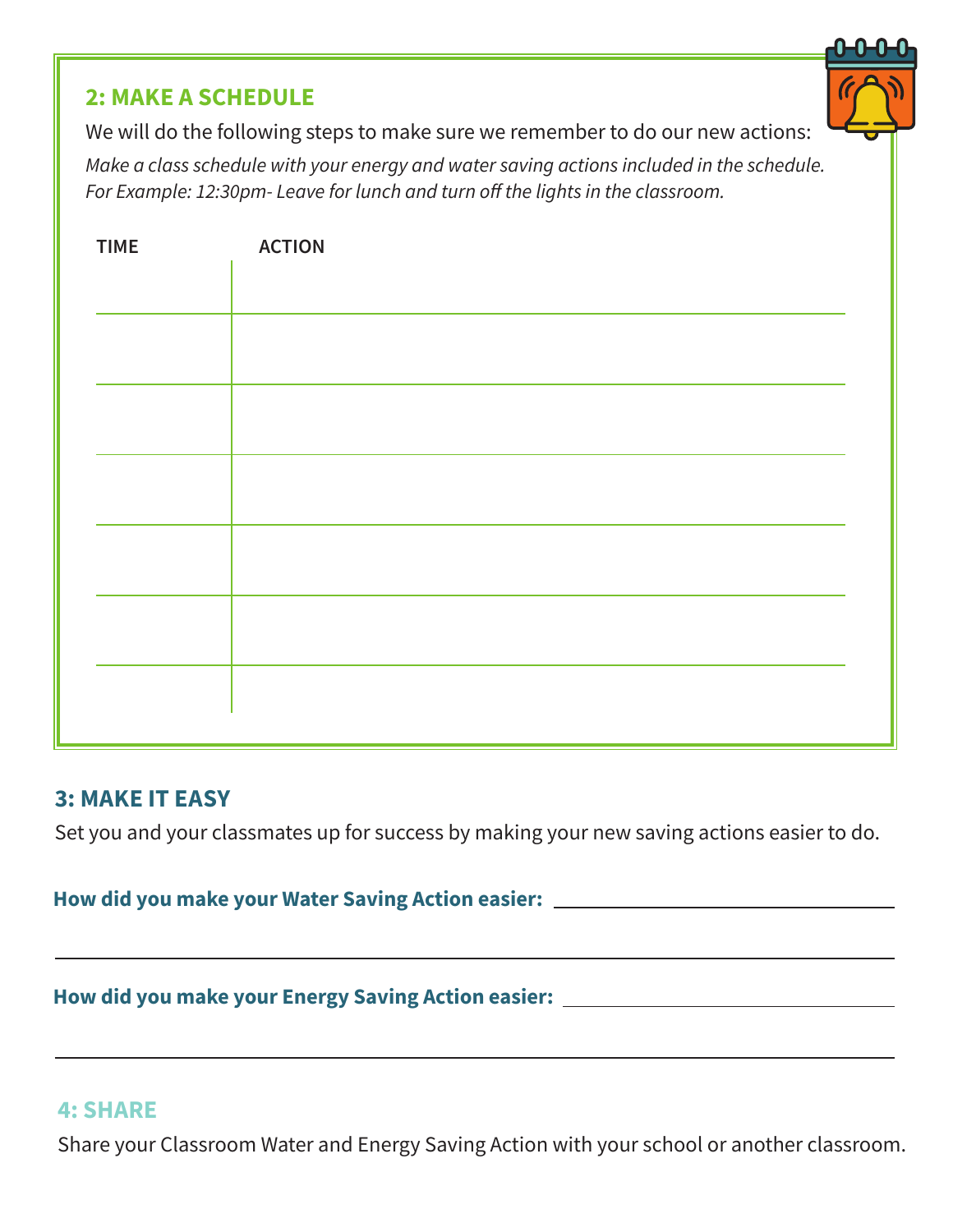## 2: MAKE A SCHEDULE

We will do the following steps to make sure we remember to do our new actions:

*Make a class schedule with your energy and water saving actions included in the schedule. For Example: 12:30pm- Leave for lunch and turn off the lights in the classroom.*

| TIME | ACTION |
|---|---|
| | |
| | |
| | |
| | |
| | |
| | |

## 3: MAKE IT EASY

Set you and your classmates up for success by making your new saving actions easier to do.

**How did you make your Water Saving Action easier:** \_\_\_\_\_\_\_\_\_\_\_\_\_\_\_\_\_\_\_\_\_\_\_\_\_\_\_\_\_\_

\_\_\_\_\_\_\_\_\_\_\_\_\_\_\_\_\_\_\_\_\_\_\_\_\_\_\_\_\_\_\_\_\_\_\_\_\_\_\_\_\_\_\_\_\_\_\_\_\_\_\_\_\_\_\_\_\_\_\_\_\_\_\_\_\_\_\_\_\_\_\_\_\_\_

**How did you make your Energy Saving Action easier:** \_\_\_\_\_\_\_\_\_\_\_\_\_\_\_\_\_\_\_\_\_\_\_\_\_\_\_\_\_\_

\_\_\_\_\_\_\_\_\_\_\_\_\_\_\_\_\_\_\_\_\_\_\_\_\_\_\_\_\_\_\_\_\_\_\_\_\_\_\_\_\_\_\_\_\_\_\_\_\_\_\_\_\_\_\_\_\_\_\_\_\_\_\_\_\_\_\_\_\_\_\_\_\_\_

## 4: SHARE

Share your Classroom Water and Energy Saving Action with your school or another classroom.